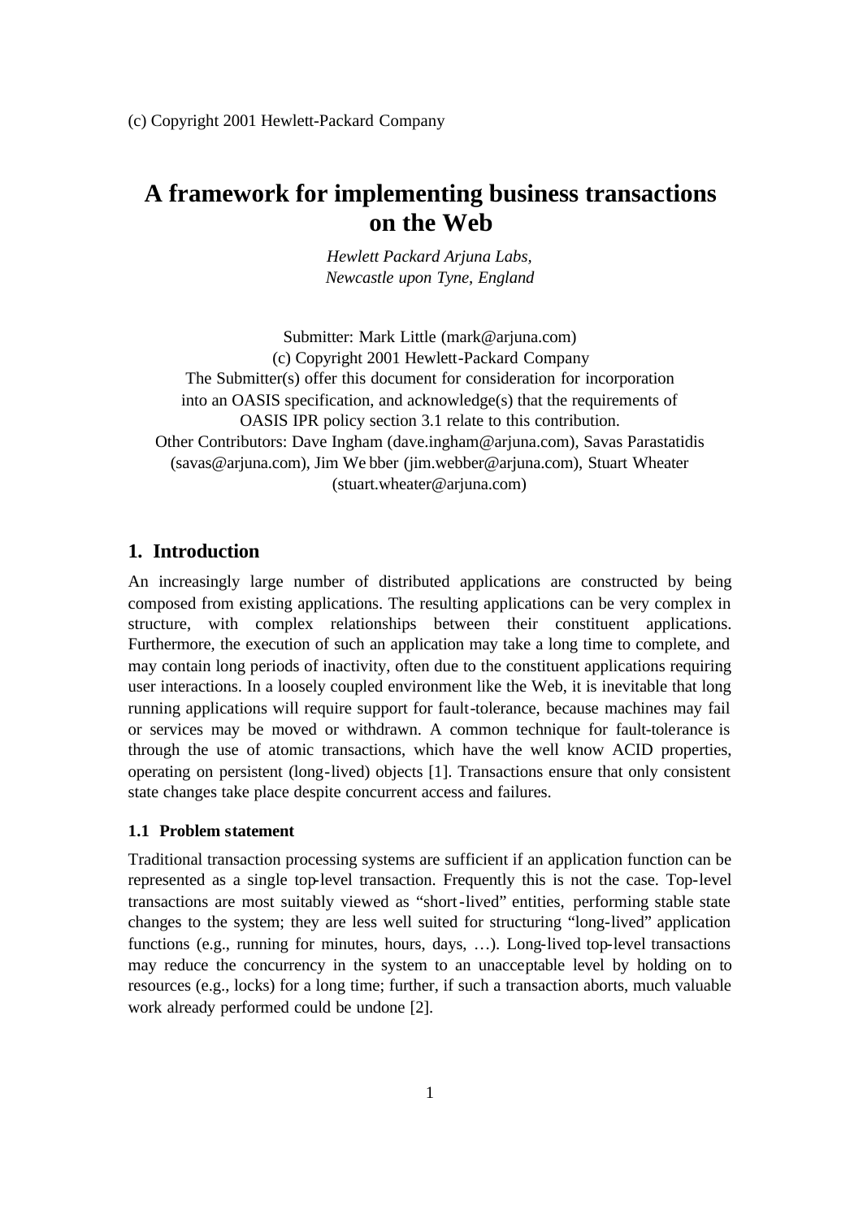(c) Copyright 2001 Hewlett-Packard Company

# A framework for implementing business transactions on the Web

*Hewlett Packard Arjuna Labs, Newcastle upon Tyne, England*

Submitter: Mark Little (mark@arjuna.com)
(c) Copyright 2001 Hewlett-Packard Company
The Submitter(s) offer this document for consideration for incorporation into an OASIS specification, and acknowledge(s) that the requirements of OASIS IPR policy section 3.1 relate to this contribution.
Other Contributors: Dave Ingham (dave.ingham@arjuna.com), Savas Parastatidis (savas@arjuna.com), Jim We bber (jim.webber@arjuna.com), Stuart Wheater (stuart.wheater@arjuna.com)

## 1. Introduction

An increasingly large number of distributed applications are constructed by being composed from existing applications. The resulting applications can be very complex in structure, with complex relationships between their constituent applications. Furthermore, the execution of such an application may take a long time to complete, and may contain long periods of inactivity, often due to the constituent applications requiring user interactions. In a loosely coupled environment like the Web, it is inevitable that long running applications will require support for fault-tolerance, because machines may fail or services may be moved or withdrawn. A common technique for fault-tolerance is through the use of atomic transactions, which have the well know ACID properties, operating on persistent (long-lived) objects [1]. Transactions ensure that only consistent state changes take place despite concurrent access and failures.

### 1.1 Problem statement

Traditional transaction processing systems are sufficient if an application function can be represented as a single top-level transaction. Frequently this is not the case. Top-level transactions are most suitably viewed as "short-lived" entities, performing stable state changes to the system; they are less well suited for structuring "long-lived" application functions (e.g., running for minutes, hours, days, …). Long-lived top-level transactions may reduce the concurrency in the system to an unacceptable level by holding on to resources (e.g., locks) for a long time; further, if such a transaction aborts, much valuable work already performed could be undone [2].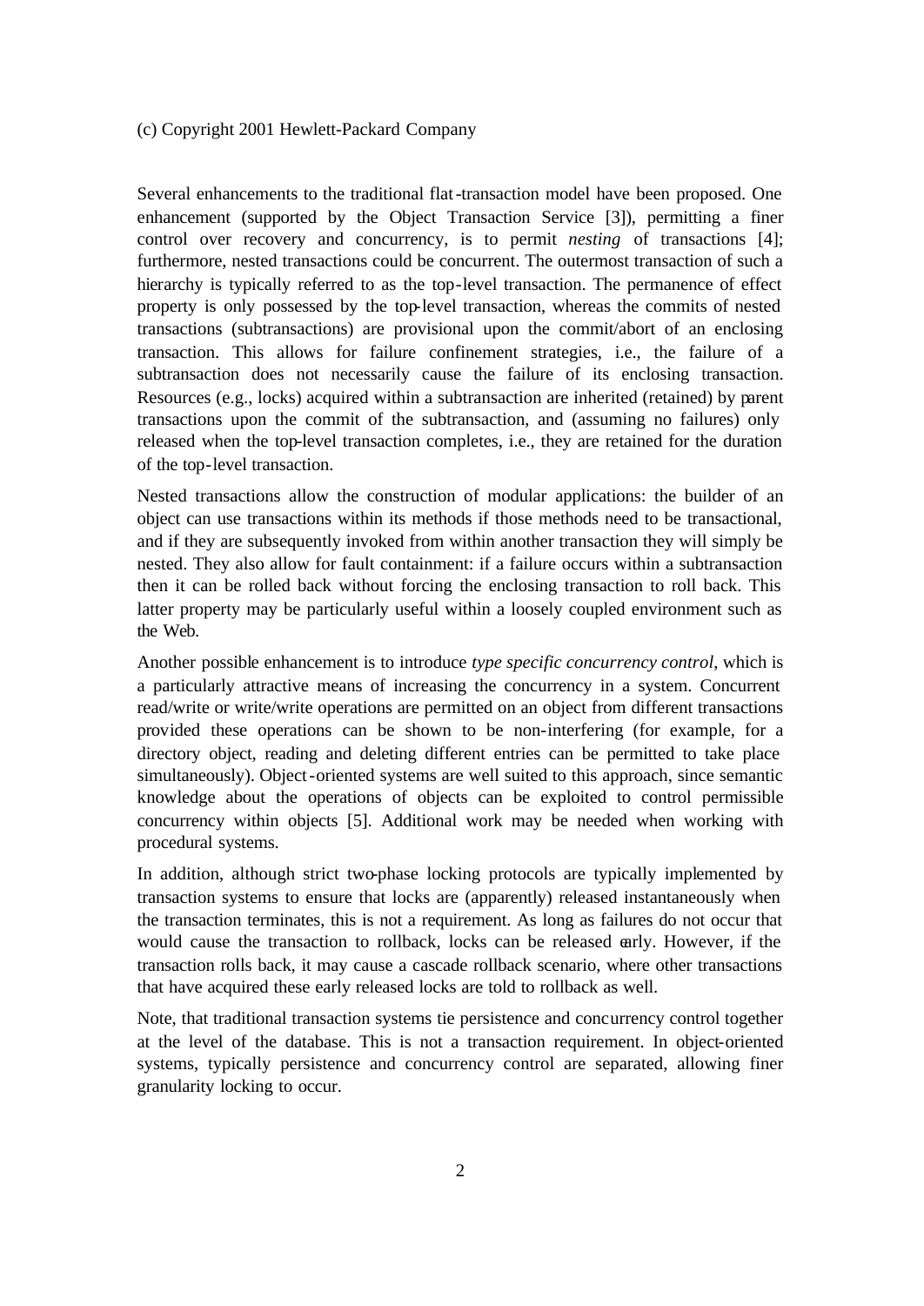(c) Copyright 2001 Hewlett-Packard Company

Several enhancements to the traditional flat-transaction model have been proposed. One enhancement (supported by the Object Transaction Service [3]), permitting a finer control over recovery and concurrency, is to permit *nesting* of transactions [4]; furthermore, nested transactions could be concurrent. The outermost transaction of such a hierarchy is typically referred to as the top-level transaction. The permanence of effect property is only possessed by the top-level transaction, whereas the commits of nested transactions (subtransactions) are provisional upon the commit/abort of an enclosing transaction. This allows for failure confinement strategies, i.e., the failure of a subtransaction does not necessarily cause the failure of its enclosing transaction. Resources (e.g., locks) acquired within a subtransaction are inherited (retained) by parent transactions upon the commit of the subtransaction, and (assuming no failures) only released when the top-level transaction completes, i.e., they are retained for the duration of the top-level transaction.

Nested transactions allow the construction of modular applications: the builder of an object can use transactions within its methods if those methods need to be transactional, and if they are subsequently invoked from within another transaction they will simply be nested. They also allow for fault containment: if a failure occurs within a subtransaction then it can be rolled back without forcing the enclosing transaction to roll back. This latter property may be particularly useful within a loosely coupled environment such as the Web.

Another possible enhancement is to introduce *type specific concurrency control*, which is a particularly attractive means of increasing the concurrency in a system. Concurrent read/write or write/write operations are permitted on an object from different transactions provided these operations can be shown to be non-interfering (for example, for a directory object, reading and deleting different entries can be permitted to take place simultaneously). Object-oriented systems are well suited to this approach, since semantic knowledge about the operations of objects can be exploited to control permissible concurrency within objects [5]. Additional work may be needed when working with procedural systems.

In addition, although strict two-phase locking protocols are typically implemented by transaction systems to ensure that locks are (apparently) released instantaneously when the transaction terminates, this is not a requirement. As long as failures do not occur that would cause the transaction to rollback, locks can be released early. However, if the transaction rolls back, it may cause a cascade rollback scenario, where other transactions that have acquired these early released locks are told to rollback as well.

Note, that traditional transaction systems tie persistence and concurrency control together at the level of the database. This is not a transaction requirement. In object-oriented systems, typically persistence and concurrency control are separated, allowing finer granularity locking to occur.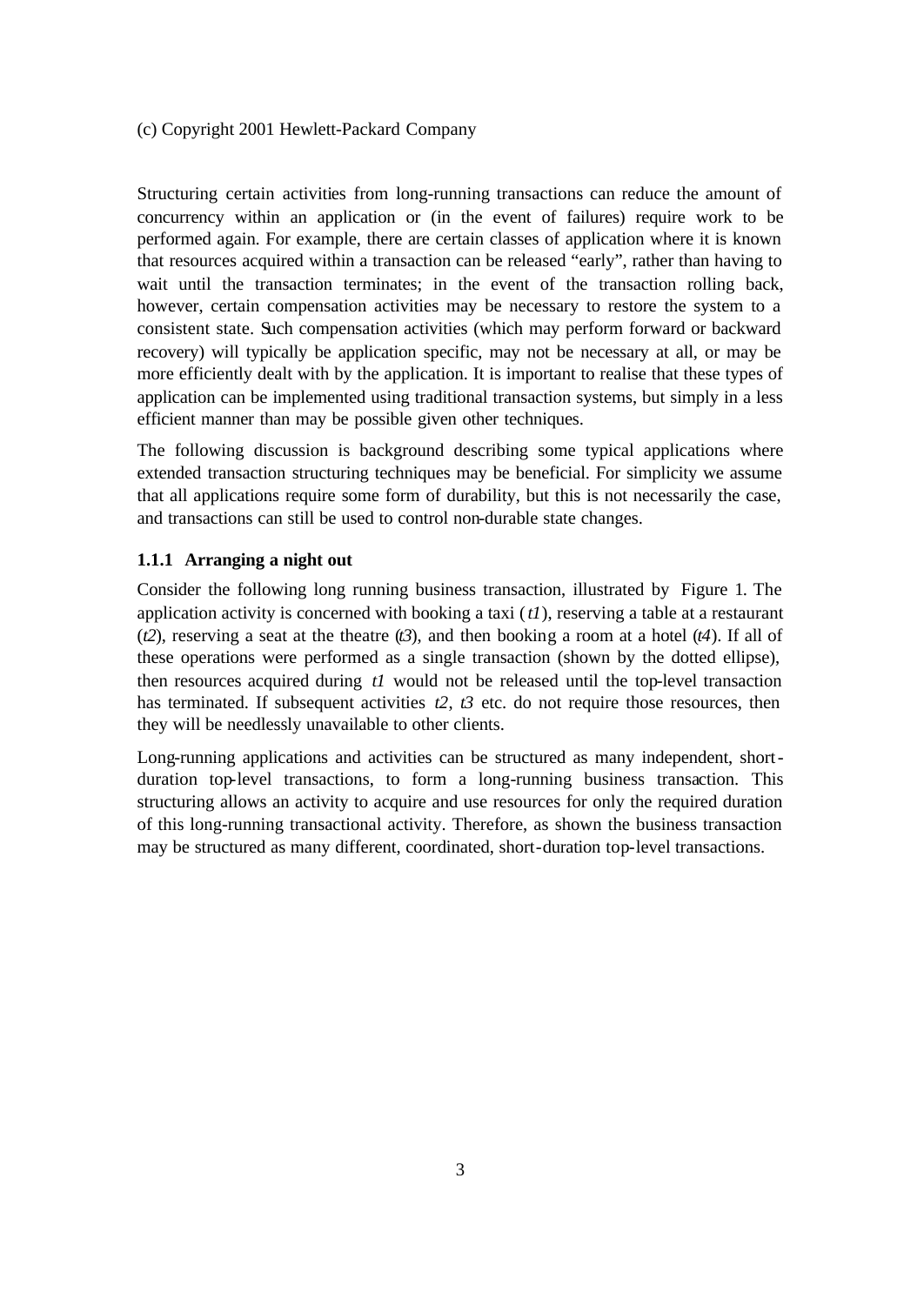Structuring certain activities from long-running transactions can reduce the amount of concurrency within an application or (in the event of failures) require work to be performed again. For example, there are certain classes of application where it is known that resources acquired within a transaction can be released "early", rather than having to wait until the transaction terminates; in the event of the transaction rolling back, however, certain compensation activities may be necessary to restore the system to a consistent state. Such compensation activities (which may perform forward or backward recovery) will typically be application specific, may not be necessary at all, or may be more efficiently dealt with by the application. It is important to realise that these types of application can be implemented using traditional transaction systems, but simply in a less efficient manner than may be possible given other techniques.

The following discussion is background describing some typical applications where extended transaction structuring techniques may be beneficial. For simplicity we assume that all applications require some form of durability, but this is not necessarily the case, and transactions can still be used to control non-durable state changes.

### 1.1.1 Arranging a night out

Consider the following long running business transaction, illustrated by Figure 1. The application activity is concerned with booking a taxi (*t1*), reserving a table at a restaurant (*t2*), reserving a seat at the theatre (*t3*), and then booking a room at a hotel (*t4*). If all of these operations were performed as a single transaction (shown by the dotted ellipse), then resources acquired during *t1* would not be released until the top-level transaction has terminated. If subsequent activities *t2*, *t3* etc. do not require those resources, then they will be needlessly unavailable to other clients.

Long-running applications and activities can be structured as many independent, short-duration top-level transactions, to form a long-running business transaction. This structuring allows an activity to acquire and use resources for only the required duration of this long-running transactional activity. Therefore, as shown the business transaction may be structured as many different, coordinated, short-duration top-level transactions.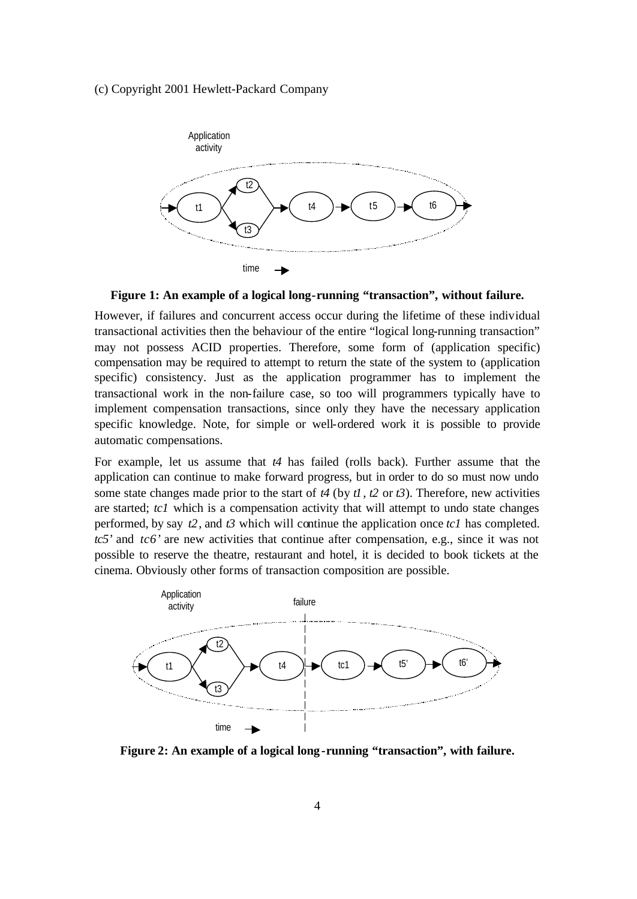**Figure 1: An example of a logical long-running "transaction", without failure.**

However, if failures and concurrent access occur during the lifetime of these individual transactional activities then the behaviour of the entire "logical long-running transaction" may not possess ACID properties. Therefore, some form of (application specific) compensation may be required to attempt to return the state of the system to (application specific) consistency. Just as the application programmer has to implement the transactional work in the non-failure case, so too will programmers typically have to implement compensation transactions, since only they have the necessary application specific knowledge. Note, for simple or well-ordered work it is possible to provide automatic compensations.

For example, let us assume that *t4* has failed (rolls back). Further assume that the application can continue to make forward progress, but in order to do so must now undo some state changes made prior to the start of *t4* (by *t1*, *t2* or *t3*). Therefore, new activities are started; *tc1* which is a compensation activity that will attempt to undo state changes performed, by say *t2*, and *t3* which will continue the application once *tc1* has completed. *tc5'* and *tc6'* are new activities that continue after compensation, e.g., since it was not possible to reserve the theatre, restaurant and hotel, it is decided to book tickets at the cinema. Obviously other forms of transaction composition are possible.

**Figure 2: An example of a logical long-running "transaction", with failure.**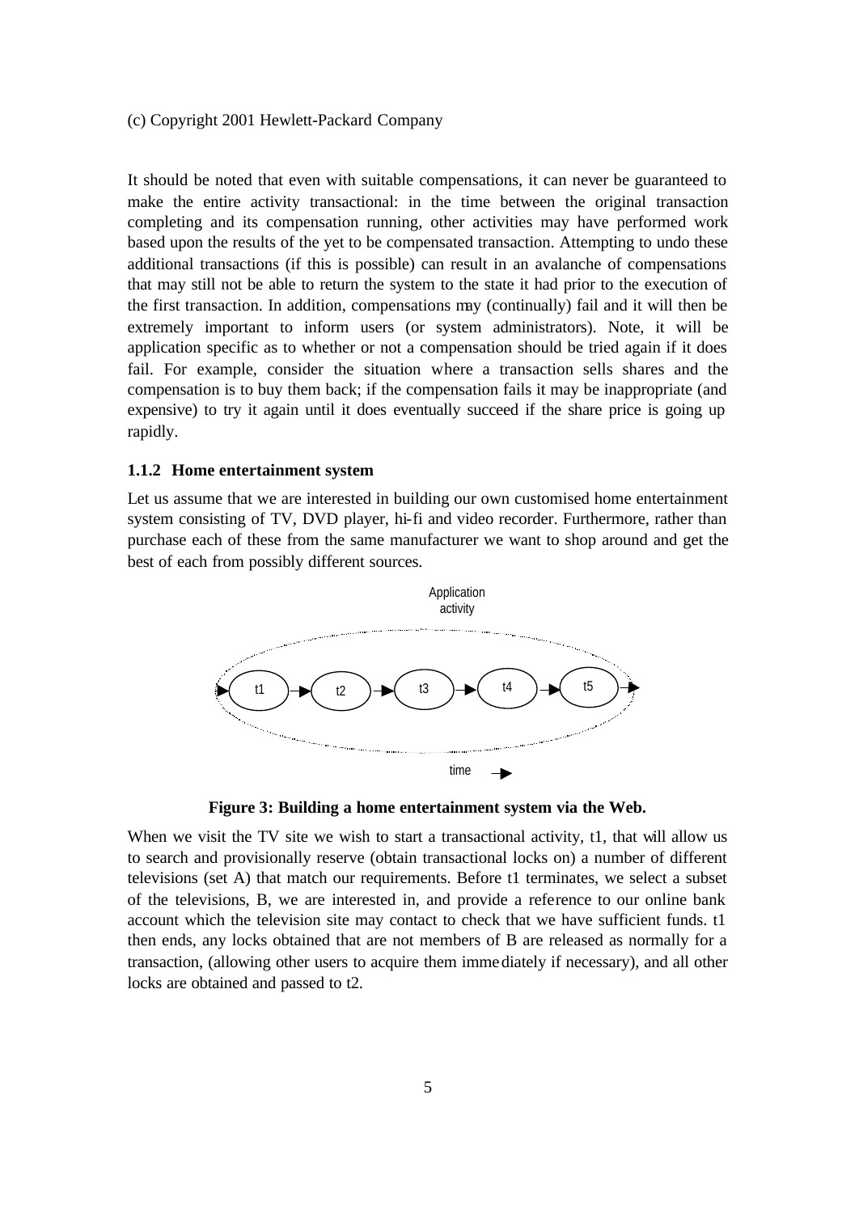It should be noted that even with suitable compensations, it can never be guaranteed to make the entire activity transactional: in the time between the original transaction completing and its compensation running, other activities may have performed work based upon the results of the yet to be compensated transaction. Attempting to undo these additional transactions (if this is possible) can result in an avalanche of compensations that may still not be able to return the system to the state it had prior to the execution of the first transaction. In addition, compensations may (continually) fail and it will then be extremely important to inform users (or system administrators). Note, it will be application specific as to whether or not a compensation should be tried again if it does fail. For example, consider the situation where a transaction sells shares and the compensation is to buy them back; if the compensation fails it may be inappropriate (and expensive) to try it again until it does eventually succeed if the share price is going up rapidly.

### 1.1.2 Home entertainment system

Let us assume that we are interested in building our own customised home entertainment system consisting of TV, DVD player, hi-fi and video recorder. Furthermore, rather than purchase each of these from the same manufacturer we want to shop around and get the best of each from possibly different sources.

**Figure 3: Building a home entertainment system via the Web.**

When we visit the TV site we wish to start a transactional activity, t1, that will allow us to search and provisionally reserve (obtain transactional locks on) a number of different televisions (set A) that match our requirements. Before t1 terminates, we select a subset of the televisions, B, we are interested in, and provide a reference to our online bank account which the television site may contact to check that we have sufficient funds. t1 then ends, any locks obtained that are not members of B are released as normally for a transaction, (allowing other users to acquire them immediately if necessary), and all other locks are obtained and passed to t2.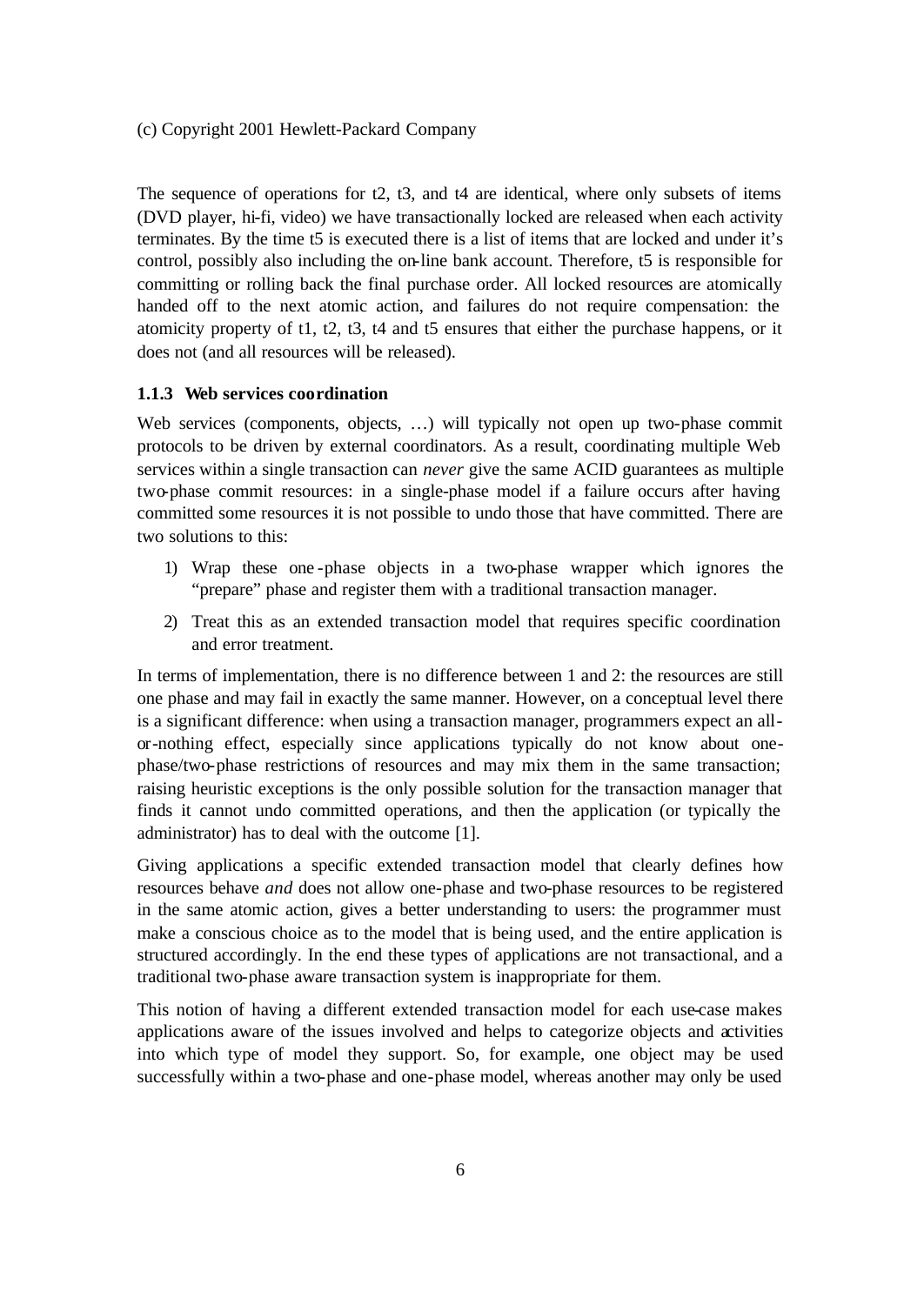The sequence of operations for t2, t3, and t4 are identical, where only subsets of items (DVD player, hi-fi, video) we have transactionally locked are released when each activity terminates. By the time t5 is executed there is a list of items that are locked and under it's control, possibly also including the on-line bank account. Therefore, t5 is responsible for committing or rolling back the final purchase order. All locked resources are atomically handed off to the next atomic action, and failures do not require compensation: the atomicity property of t1, t2, t3, t4 and t5 ensures that either the purchase happens, or it does not (and all resources will be released).

### 1.1.3 Web services coordination

Web services (components, objects, …) will typically not open up two-phase commit protocols to be driven by external coordinators. As a result, coordinating multiple Web services within a single transaction can *never* give the same ACID guarantees as multiple two-phase commit resources: in a single-phase model if a failure occurs after having committed some resources it is not possible to undo those that have committed. There are two solutions to this:

1) Wrap these one-phase objects in a two-phase wrapper which ignores the "prepare" phase and register them with a traditional transaction manager.
2) Treat this as an extended transaction model that requires specific coordination and error treatment.

In terms of implementation, there is no difference between 1 and 2: the resources are still one phase and may fail in exactly the same manner. However, on a conceptual level there is a significant difference: when using a transaction manager, programmers expect an all-or-nothing effect, especially since applications typically do not know about one-phase/two-phase restrictions of resources and may mix them in the same transaction; raising heuristic exceptions is the only possible solution for the transaction manager that finds it cannot undo committed operations, and then the application (or typically the administrator) has to deal with the outcome [1].

Giving applications a specific extended transaction model that clearly defines how resources behave *and* does not allow one-phase and two-phase resources to be registered in the same atomic action, gives a better understanding to users: the programmer must make a conscious choice as to the model that is being used, and the entire application is structured accordingly. In the end these types of applications are not transactional, and a traditional two-phase aware transaction system is inappropriate for them.

This notion of having a different extended transaction model for each use-case makes applications aware of the issues involved and helps to categorize objects and activities into which type of model they support. So, for example, one object may be used successfully within a two-phase and one-phase model, whereas another may only be used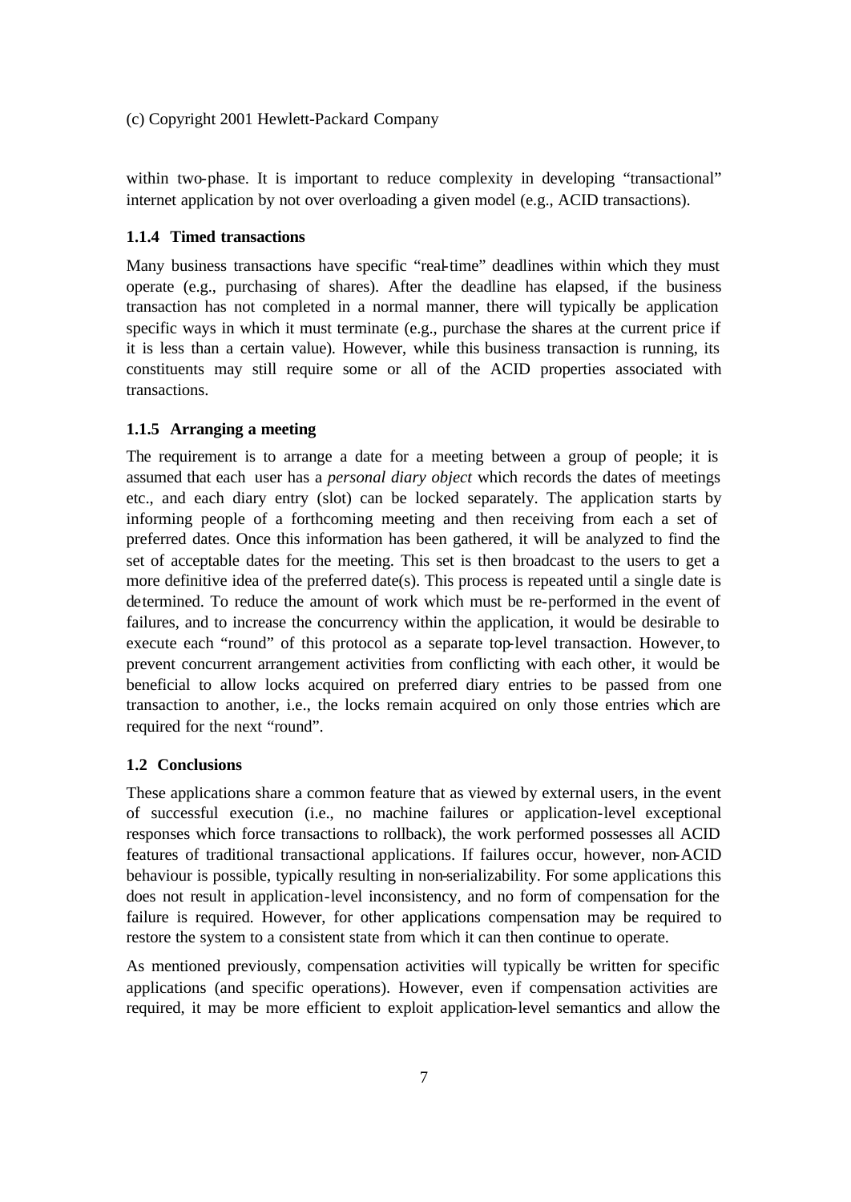within two-phase. It is important to reduce complexity in developing "transactional" internet application by not over overloading a given model (e.g., ACID transactions).

### 1.1.4 Timed transactions

Many business transactions have specific "real-time" deadlines within which they must operate (e.g., purchasing of shares). After the deadline has elapsed, if the business transaction has not completed in a normal manner, there will typically be application specific ways in which it must terminate (e.g., purchase the shares at the current price if it is less than a certain value). However, while this business transaction is running, its constituents may still require some or all of the ACID properties associated with transactions.

### 1.1.5 Arranging a meeting

The requirement is to arrange a date for a meeting between a group of people; it is assumed that each user has a *personal diary object* which records the dates of meetings etc., and each diary entry (slot) can be locked separately. The application starts by informing people of a forthcoming meeting and then receiving from each a set of preferred dates. Once this information has been gathered, it will be analyzed to find the set of acceptable dates for the meeting. This set is then broadcast to the users to get a more definitive idea of the preferred date(s). This process is repeated until a single date is determined. To reduce the amount of work which must be re-performed in the event of failures, and to increase the concurrency within the application, it would be desirable to execute each "round" of this protocol as a separate top-level transaction. However, to prevent concurrent arrangement activities from conflicting with each other, it would be beneficial to allow locks acquired on preferred diary entries to be passed from one transaction to another, i.e., the locks remain acquired on only those entries which are required for the next "round".

## 1.2 Conclusions

These applications share a common feature that as viewed by external users, in the event of successful execution (i.e., no machine failures or application-level exceptional responses which force transactions to rollback), the work performed possesses all ACID features of traditional transactional applications. If failures occur, however, non-ACID behaviour is possible, typically resulting in non-serializability. For some applications this does not result in application-level inconsistency, and no form of compensation for the failure is required. However, for other applications compensation may be required to restore the system to a consistent state from which it can then continue to operate.

As mentioned previously, compensation activities will typically be written for specific applications (and specific operations). However, even if compensation activities are required, it may be more efficient to exploit application-level semantics and allow the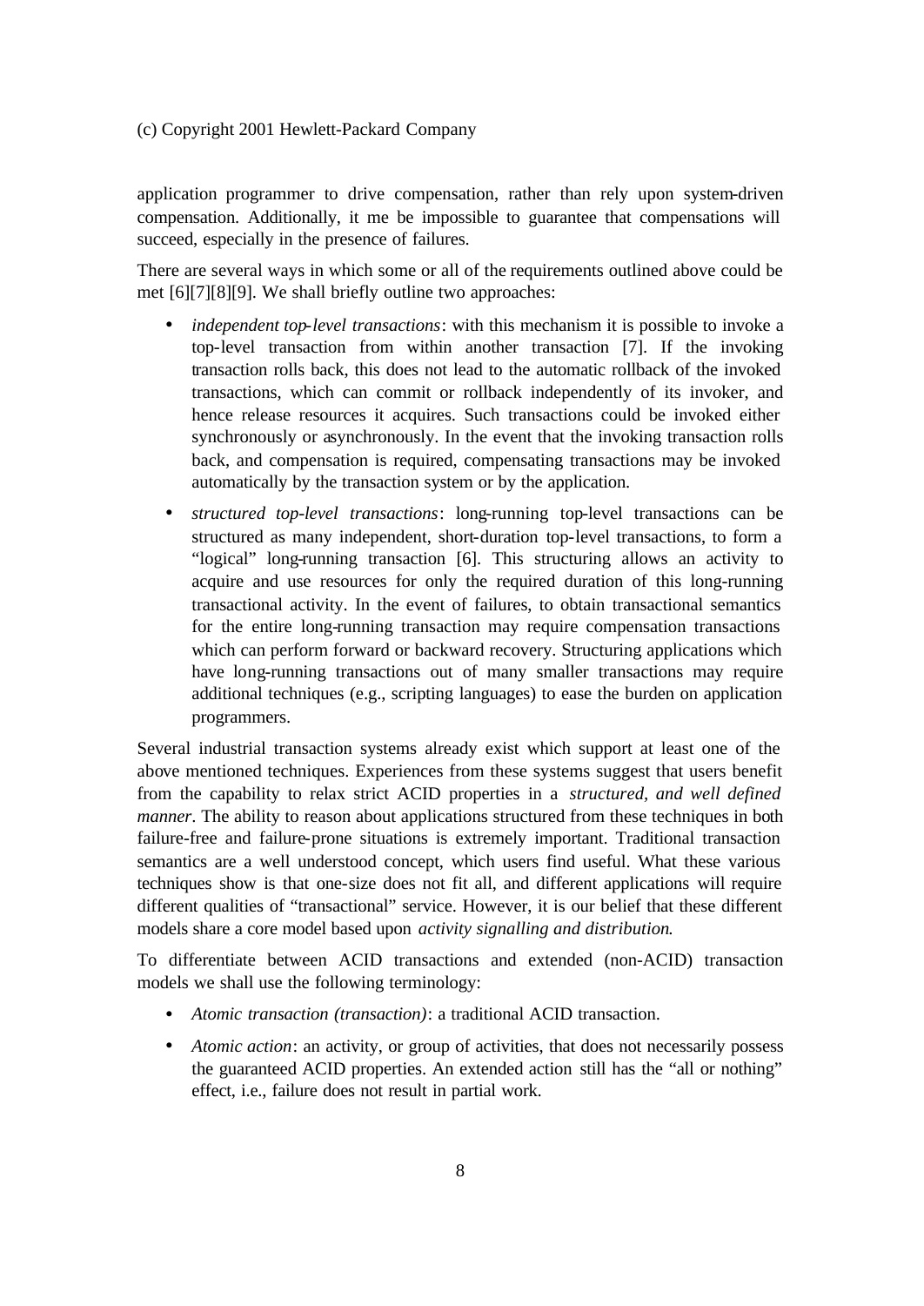application programmer to drive compensation, rather than rely upon system-driven compensation. Additionally, it me be impossible to guarantee that compensations will succeed, especially in the presence of failures.

There are several ways in which some or all of the requirements outlined above could be met [6][7][8][9]. We shall briefly outline two approaches:

- *independent top-level transactions*: with this mechanism it is possible to invoke a top-level transaction from within another transaction [7]. If the invoking transaction rolls back, this does not lead to the automatic rollback of the invoked transactions, which can commit or rollback independently of its invoker, and hence release resources it acquires. Such transactions could be invoked either synchronously or asynchronously. In the event that the invoking transaction rolls back, and compensation is required, compensating transactions may be invoked automatically by the transaction system or by the application.
- *structured top-level transactions*: long-running top-level transactions can be structured as many independent, short-duration top-level transactions, to form a "logical" long-running transaction [6]. This structuring allows an activity to acquire and use resources for only the required duration of this long-running transactional activity. In the event of failures, to obtain transactional semantics for the entire long-running transaction may require compensation transactions which can perform forward or backward recovery. Structuring applications which have long-running transactions out of many smaller transactions may require additional techniques (e.g., scripting languages) to ease the burden on application programmers.

Several industrial transaction systems already exist which support at least one of the above mentioned techniques. Experiences from these systems suggest that users benefit from the capability to relax strict ACID properties in a *structured, and well defined manner*. The ability to reason about applications structured from these techniques in both failure-free and failure-prone situations is extremely important. Traditional transaction semantics are a well understood concept, which users find useful. What these various techniques show is that one-size does not fit all, and different applications will require different qualities of "transactional" service. However, it is our belief that these different models share a core model based upon *activity signalling and distribution*.

To differentiate between ACID transactions and extended (non-ACID) transaction models we shall use the following terminology:

- *Atomic transaction (transaction)*: a traditional ACID transaction.
- *Atomic action*: an activity, or group of activities, that does not necessarily possess the guaranteed ACID properties. An extended action still has the "all or nothing" effect, i.e., failure does not result in partial work.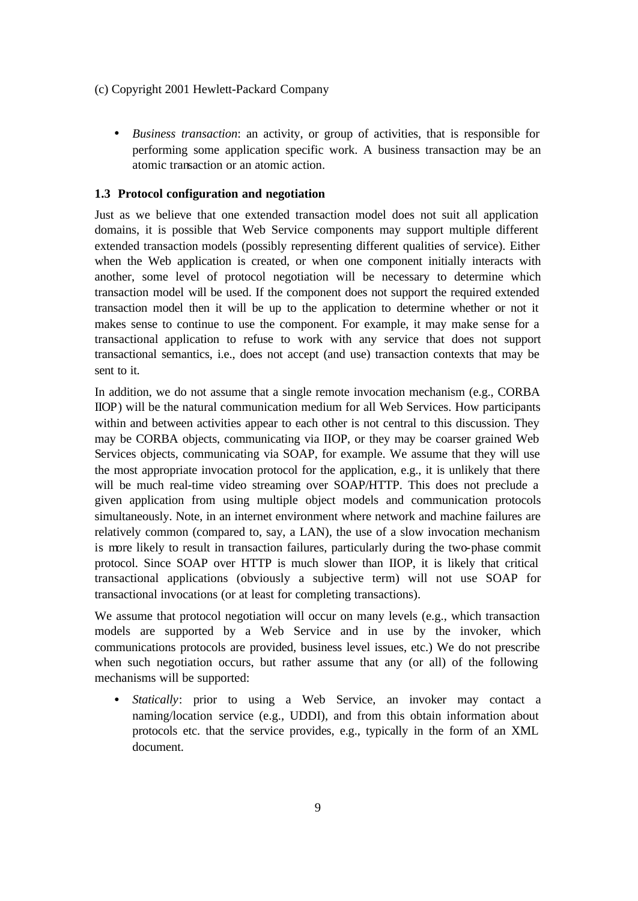- *Business transaction*: an activity, or group of activities, that is responsible for performing some application specific work. A business transaction may be an atomic transaction or an atomic action.

### 1.3 Protocol configuration and negotiation

Just as we believe that one extended transaction model does not suit all application domains, it is possible that Web Service components may support multiple different extended transaction models (possibly representing different qualities of service). Either when the Web application is created, or when one component initially interacts with another, some level of protocol negotiation will be necessary to determine which transaction model will be used. If the component does not support the required extended transaction model then it will be up to the application to determine whether or not it makes sense to continue to use the component. For example, it may make sense for a transactional application to refuse to work with any service that does not support transactional semantics, i.e., does not accept (and use) transaction contexts that may be sent to it.

In addition, we do not assume that a single remote invocation mechanism (e.g., CORBA IIOP) will be the natural communication medium for all Web Services. How participants within and between activities appear to each other is not central to this discussion. They may be CORBA objects, communicating via IIOP, or they may be coarser grained Web Services objects, communicating via SOAP, for example. We assume that they will use the most appropriate invocation protocol for the application, e.g., it is unlikely that there will be much real-time video streaming over SOAP/HTTP. This does not preclude a given application from using multiple object models and communication protocols simultaneously. Note, in an internet environment where network and machine failures are relatively common (compared to, say, a LAN), the use of a slow invocation mechanism is more likely to result in transaction failures, particularly during the two-phase commit protocol. Since SOAP over HTTP is much slower than IIOP, it is likely that critical transactional applications (obviously a subjective term) will not use SOAP for transactional invocations (or at least for completing transactions).

We assume that protocol negotiation will occur on many levels (e.g., which transaction models are supported by a Web Service and in use by the invoker, which communications protocols are provided, business level issues, etc.) We do not prescribe when such negotiation occurs, but rather assume that any (or all) of the following mechanisms will be supported:

- *Statically*: prior to using a Web Service, an invoker may contact a naming/location service (e.g., UDDI), and from this obtain information about protocols etc. that the service provides, e.g., typically in the form of an XML document.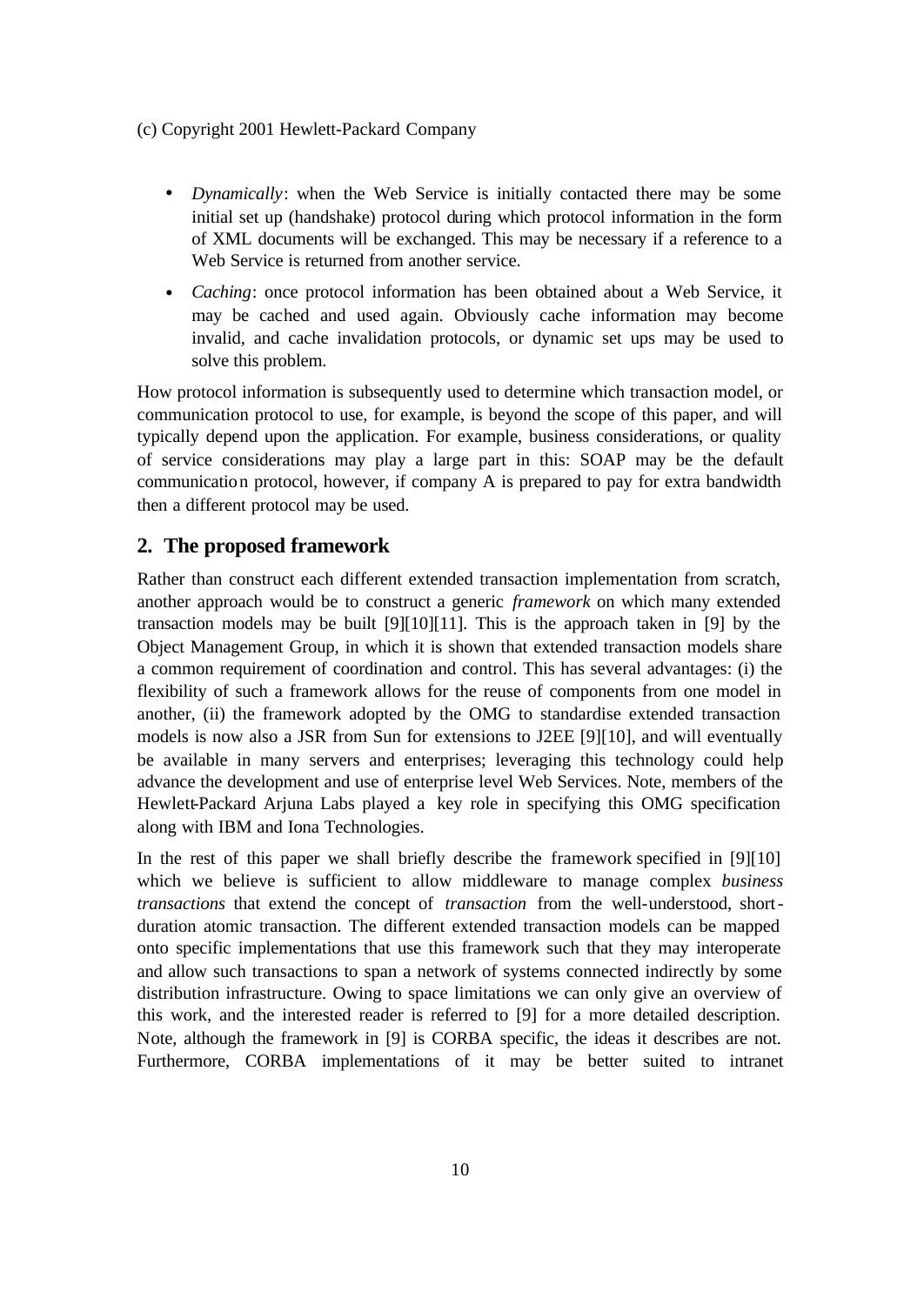- *Dynamically*: when the Web Service is initially contacted there may be some initial set up (handshake) protocol during which protocol information in the form of XML documents will be exchanged. This may be necessary if a reference to a Web Service is returned from another service.
- *Caching*: once protocol information has been obtained about a Web Service, it may be cached and used again. Obviously cache information may become invalid, and cache invalidation protocols, or dynamic set ups may be used to solve this problem.

How protocol information is subsequently used to determine which transaction model, or communication protocol to use, for example, is beyond the scope of this paper, and will typically depend upon the application. For example, business considerations, or quality of service considerations may play a large part in this: SOAP may be the default communication protocol, however, if company A is prepared to pay for extra bandwidth then a different protocol may be used.

## 2. The proposed framework

Rather than construct each different extended transaction implementation from scratch, another approach would be to construct a generic *framework* on which many extended transaction models may be built [9][10][11]. This is the approach taken in [9] by the Object Management Group, in which it is shown that extended transaction models share a common requirement of coordination and control. This has several advantages: (i) the flexibility of such a framework allows for the reuse of components from one model in another, (ii) the framework adopted by the OMG to standardise extended transaction models is now also a JSR from Sun for extensions to J2EE [9][10], and will eventually be available in many servers and enterprises; leveraging this technology could help advance the development and use of enterprise level Web Services. Note, members of the Hewlett-Packard Arjuna Labs played a key role in specifying this OMG specification along with IBM and Iona Technologies.

In the rest of this paper we shall briefly describe the framework specified in [9][10] which we believe is sufficient to allow middleware to manage complex *business transactions* that extend the concept of *transaction* from the well-understood, short-duration atomic transaction. The different extended transaction models can be mapped onto specific implementations that use this framework such that they may interoperate and allow such transactions to span a network of systems connected indirectly by some distribution infrastructure. Owing to space limitations we can only give an overview of this work, and the interested reader is referred to [9] for a more detailed description. Note, although the framework in [9] is CORBA specific, the ideas it describes are not. Furthermore, CORBA implementations of it may be better suited to intranet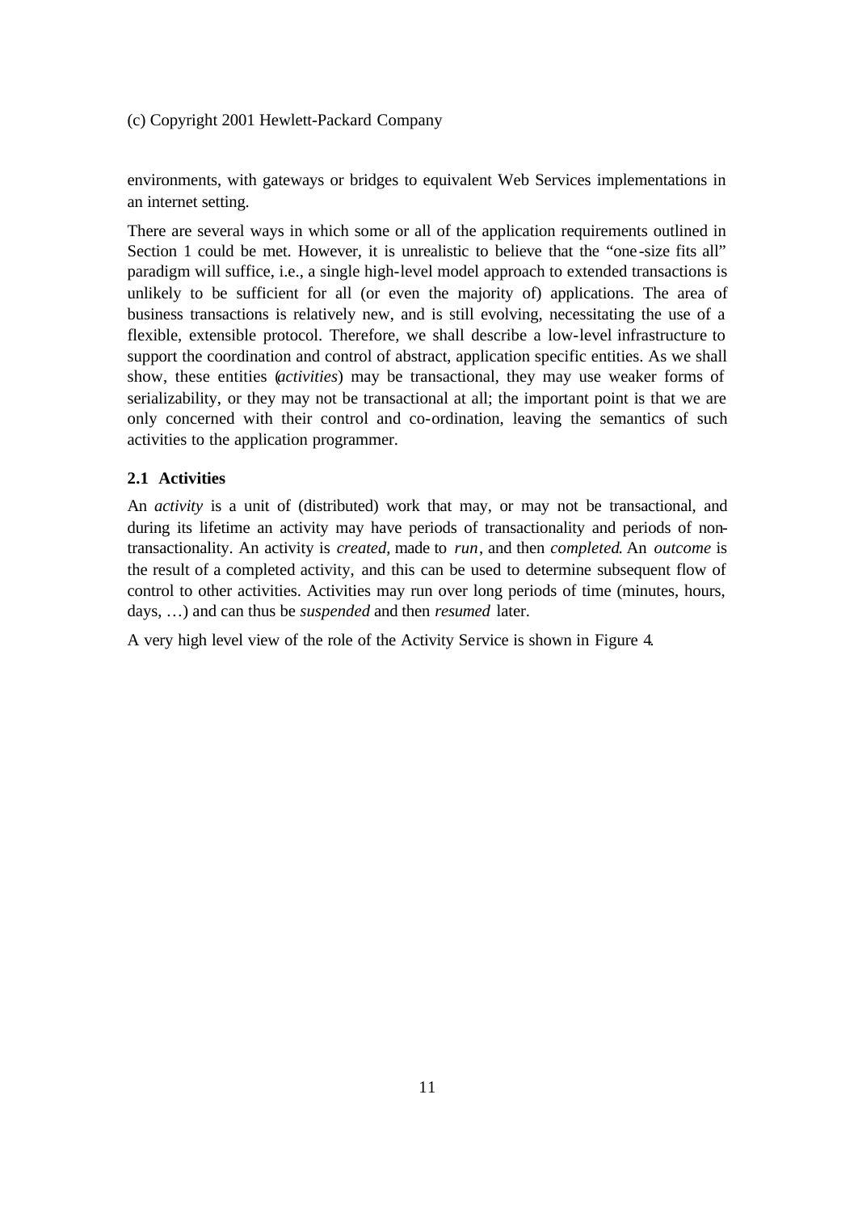environments, with gateways or bridges to equivalent Web Services implementations in an internet setting.

There are several ways in which some or all of the application requirements outlined in Section 1 could be met. However, it is unrealistic to believe that the "one-size fits all" paradigm will suffice, i.e., a single high-level model approach to extended transactions is unlikely to be sufficient for all (or even the majority of) applications. The area of business transactions is relatively new, and is still evolving, necessitating the use of a flexible, extensible protocol. Therefore, we shall describe a low-level infrastructure to support the coordination and control of abstract, application specific entities. As we shall show, these entities (*activities*) may be transactional, they may use weaker forms of serializability, or they may not be transactional at all; the important point is that we are only concerned with their control and co-ordination, leaving the semantics of such activities to the application programmer.

### 2.1 Activities

An *activity* is a unit of (distributed) work that may, or may not be transactional, and during its lifetime an activity may have periods of transactionality and periods of non-transactionality. An activity is *created*, made to *run*, and then *completed*. An *outcome* is the result of a completed activity, and this can be used to determine subsequent flow of control to other activities. Activities may run over long periods of time (minutes, hours, days, …) and can thus be *suspended* and then *resumed* later.

A very high level view of the role of the Activity Service is shown in Figure 4.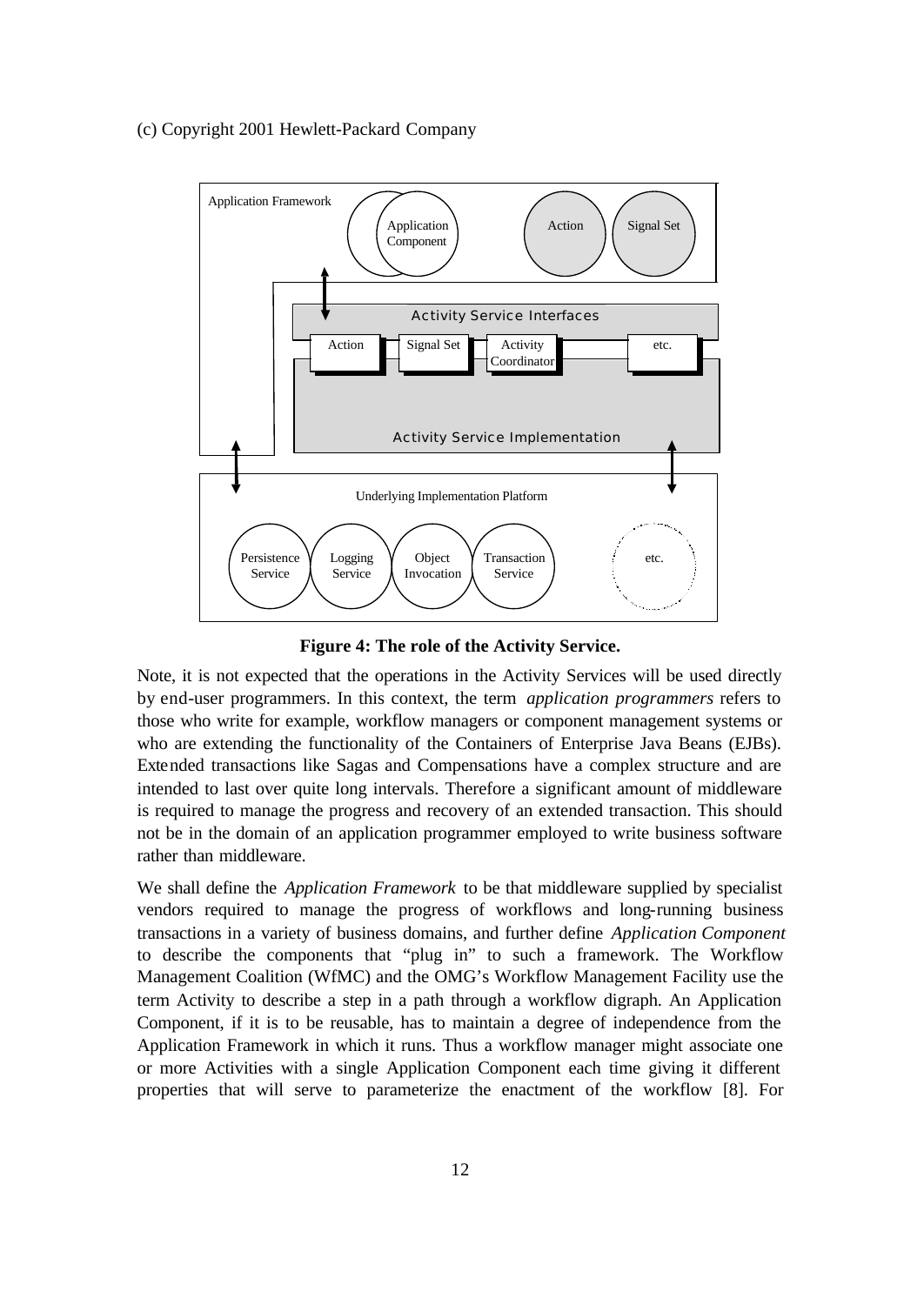(c) Copyright 2001 Hewlett-Packard Company

**Figure 4: The role of the Activity Service.**

Note, it is not expected that the operations in the Activity Services will be used directly by end-user programmers. In this context, the term *application programmers* refers to those who write for example, workflow managers or component management systems or who are extending the functionality of the Containers of Enterprise Java Beans (EJBs). Extended transactions like Sagas and Compensations have a complex structure and are intended to last over quite long intervals. Therefore a significant amount of middleware is required to manage the progress and recovery of an extended transaction. This should not be in the domain of an application programmer employed to write business software rather than middleware.

We shall define the *Application Framework* to be that middleware supplied by specialist vendors required to manage the progress of workflows and long-running business transactions in a variety of business domains, and further define *Application Component* to describe the components that "plug in" to such a framework. The Workflow Management Coalition (WfMC) and the OMG's Workflow Management Facility use the term Activity to describe a step in a path through a workflow digraph. An Application Component, if it is to be reusable, has to maintain a degree of independence from the Application Framework in which it runs. Thus a workflow manager might associate one or more Activities with a single Application Component each time giving it different properties that will serve to parameterize the enactment of the workflow [8]. For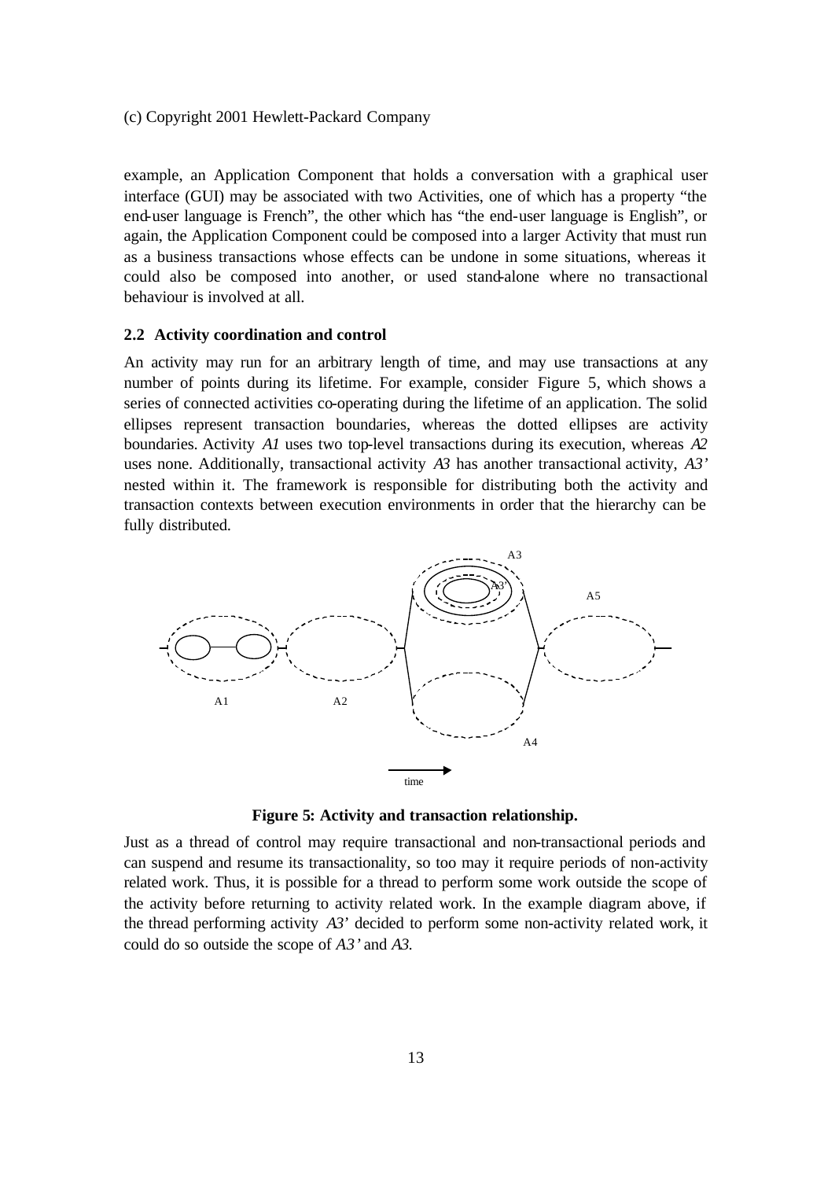example, an Application Component that holds a conversation with a graphical user interface (GUI) may be associated with two Activities, one of which has a property "the end-user language is French", the other which has "the end-user language is English", or again, the Application Component could be composed into a larger Activity that must run as a business transactions whose effects can be undone in some situations, whereas it could also be composed into another, or used stand-alone where no transactional behaviour is involved at all.

### 2.2 Activity coordination and control

An activity may run for an arbitrary length of time, and may use transactions at any number of points during its lifetime. For example, consider Figure 5, which shows a series of connected activities co-operating during the lifetime of an application. The solid ellipses represent transaction boundaries, whereas the dotted ellipses are activity boundaries. Activity *A1* uses two top-level transactions during its execution, whereas *A2* uses none. Additionally, transactional activity *A3* has another transactional activity, *A3'* nested within it. The framework is responsible for distributing both the activity and transaction contexts between execution environments in order that the hierarchy can be fully distributed.

**Figure 5: Activity and transaction relationship.**

Just as a thread of control may require transactional and non-transactional periods and can suspend and resume its transactionality, so too may it require periods of non-activity related work. Thus, it is possible for a thread to perform some work outside the scope of the activity before returning to activity related work. In the example diagram above, if the thread performing activity *A3'* decided to perform some non-activity related work, it could do so outside the scope of *A3'* and *A3*.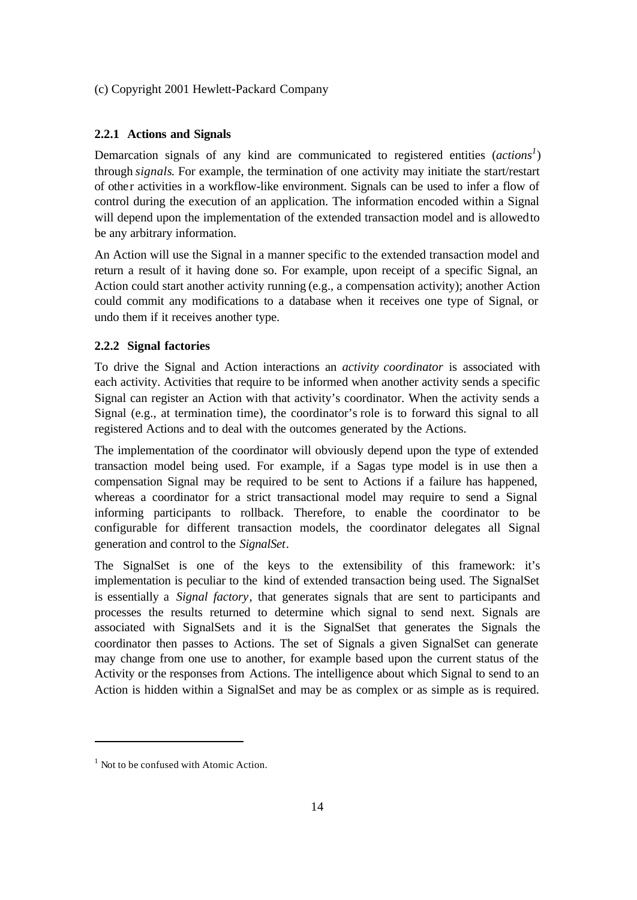(c) Copyright 2001 Hewlett-Packard Company

### 2.2.1 Actions and Signals

Demarcation signals of any kind are communicated to registered entities (*actions*[1]) through *signals*. For example, the termination of one activity may initiate the start/restart of other activities in a workflow-like environment. Signals can be used to infer a flow of control during the execution of an application. The information encoded within a Signal will depend upon the implementation of the extended transaction model and is allowed to be any arbitrary information.

An Action will use the Signal in a manner specific to the extended transaction model and return a result of it having done so. For example, upon receipt of a specific Signal, an Action could start another activity running (e.g., a compensation activity); another Action could commit any modifications to a database when it receives one type of Signal, or undo them if it receives another type.

### 2.2.2 Signal factories

To drive the Signal and Action interactions an *activity coordinator* is associated with each activity. Activities that require to be informed when another activity sends a specific Signal can register an Action with that activity's coordinator. When the activity sends a Signal (e.g., at termination time), the coordinator's role is to forward this signal to all registered Actions and to deal with the outcomes generated by the Actions.

The implementation of the coordinator will obviously depend upon the type of extended transaction model being used. For example, if a Sagas type model is in use then a compensation Signal may be required to be sent to Actions if a failure has happened, whereas a coordinator for a strict transactional model may require to send a Signal informing participants to rollback. Therefore, to enable the coordinator to be configurable for different transaction models, the coordinator delegates all Signal generation and control to the *SignalSet*.

The SignalSet is one of the keys to the extensibility of this framework: it's implementation is peculiar to the kind of extended transaction being used. The SignalSet is essentially a *Signal factory*, that generates signals that are sent to participants and processes the results returned to determine which signal to send next. Signals are associated with SignalSets and it is the SignalSet that generates the Signals the coordinator then passes to Actions. The set of Signals a given SignalSet can generate may change from one use to another, for example based upon the current status of the Activity or the responses from Actions. The intelligence about which Signal to send to an Action is hidden within a SignalSet and may be as complex or as simple as is required.

[1] Not to be confused with Atomic Action.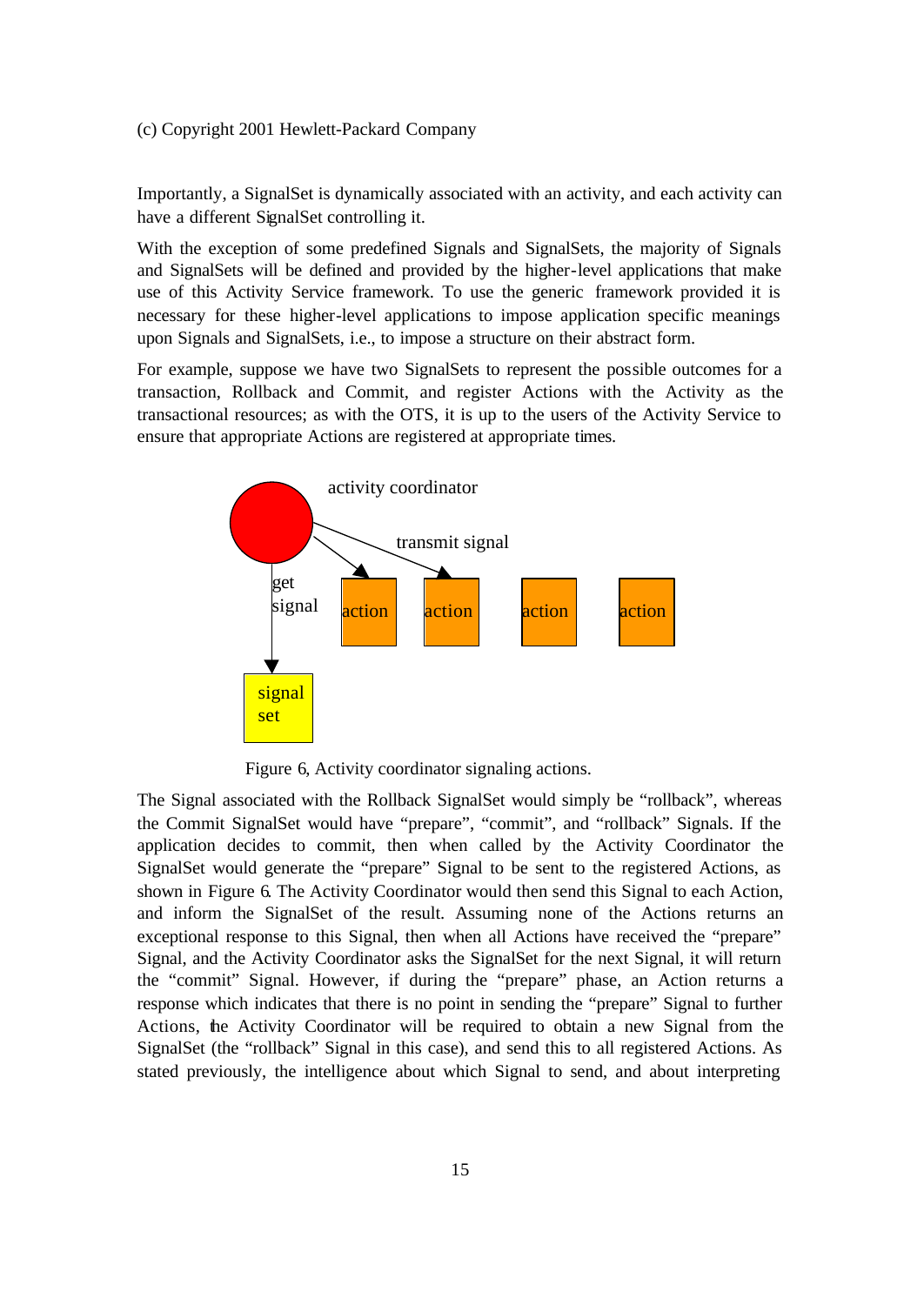Importantly, a SignalSet is dynamically associated with an activity, and each activity can have a different SignalSet controlling it.

With the exception of some predefined Signals and SignalSets, the majority of Signals and SignalSets will be defined and provided by the higher-level applications that make use of this Activity Service framework. To use the generic framework provided it is necessary for these higher-level applications to impose application specific meanings upon Signals and SignalSets, i.e., to impose a structure on their abstract form.

For example, suppose we have two SignalSets to represent the possible outcomes for a transaction, Rollback and Commit, and register Actions with the Activity as the transactional resources; as with the OTS, it is up to the users of the Activity Service to ensure that appropriate Actions are registered at appropriate times.

Figure 6, Activity coordinator signaling actions.

The Signal associated with the Rollback SignalSet would simply be "rollback", whereas the Commit SignalSet would have "prepare", "commit", and "rollback" Signals. If the application decides to commit, then when called by the Activity Coordinator the SignalSet would generate the "prepare" Signal to be sent to the registered Actions, as shown in Figure 6. The Activity Coordinator would then send this Signal to each Action, and inform the SignalSet of the result. Assuming none of the Actions returns an exceptional response to this Signal, then when all Actions have received the "prepare" Signal, and the Activity Coordinator asks the SignalSet for the next Signal, it will return the "commit" Signal. However, if during the "prepare" phase, an Action returns a response which indicates that there is no point in sending the "prepare" Signal to further Actions, the Activity Coordinator will be required to obtain a new Signal from the SignalSet (the "rollback" Signal in this case), and send this to all registered Actions. As stated previously, the intelligence about which Signal to send, and about interpreting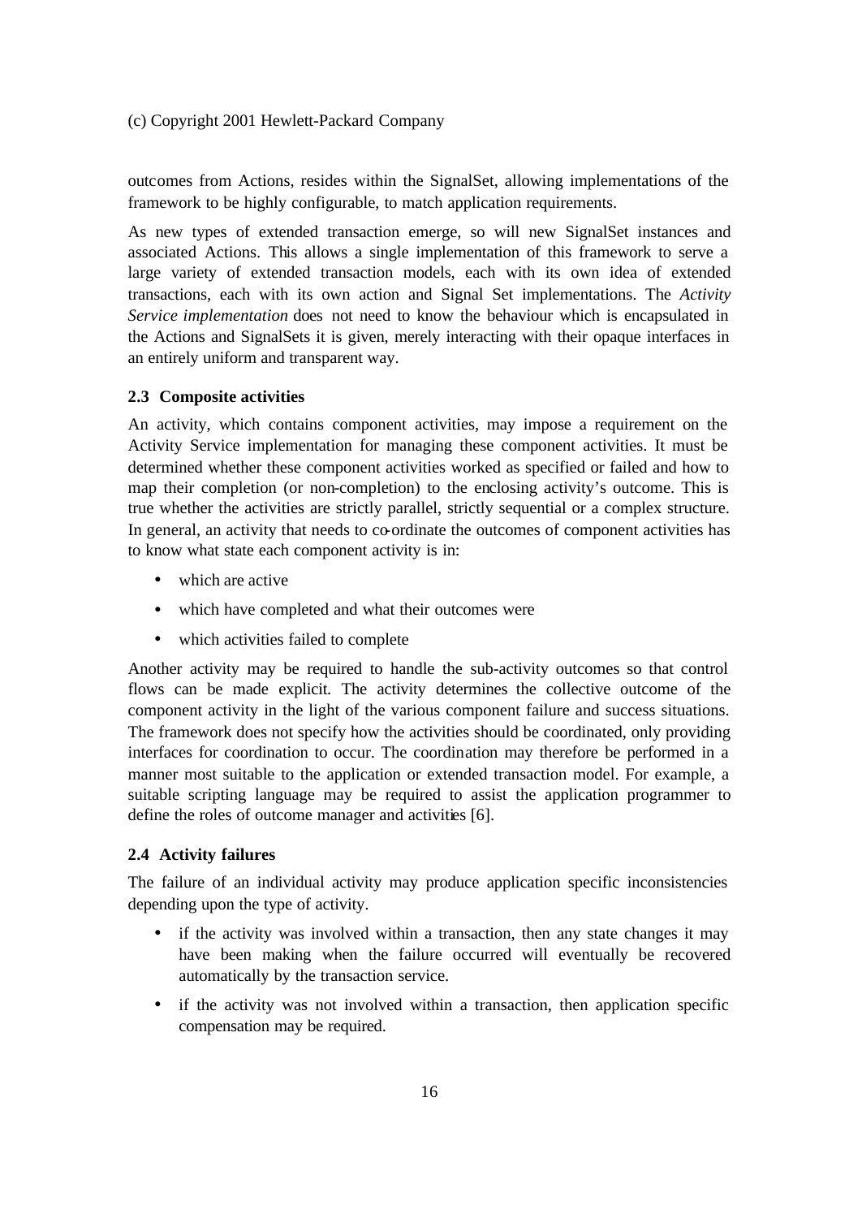outcomes from Actions, resides within the SignalSet, allowing implementations of the framework to be highly configurable, to match application requirements.

As new types of extended transaction emerge, so will new SignalSet instances and associated Actions. This allows a single implementation of this framework to serve a large variety of extended transaction models, each with its own idea of extended transactions, each with its own action and Signal Set implementations. The *Activity Service implementation* does not need to know the behaviour which is encapsulated in the Actions and SignalSets it is given, merely interacting with their opaque interfaces in an entirely uniform and transparent way.

### 2.3 Composite activities

An activity, which contains component activities, may impose a requirement on the Activity Service implementation for managing these component activities. It must be determined whether these component activities worked as specified or failed and how to map their completion (or non-completion) to the enclosing activity's outcome. This is true whether the activities are strictly parallel, strictly sequential or a complex structure. In general, an activity that needs to co-ordinate the outcomes of component activities has to know what state each component activity is in:

- which are active
- which have completed and what their outcomes were
- which activities failed to complete

Another activity may be required to handle the sub-activity outcomes so that control flows can be made explicit. The activity determines the collective outcome of the component activity in the light of the various component failure and success situations. The framework does not specify how the activities should be coordinated, only providing interfaces for coordination to occur. The coordination may therefore be performed in a manner most suitable to the application or extended transaction model. For example, a suitable scripting language may be required to assist the application programmer to define the roles of outcome manager and activities [6].

### 2.4 Activity failures

The failure of an individual activity may produce application specific inconsistencies depending upon the type of activity.

- if the activity was involved within a transaction, then any state changes it may have been making when the failure occurred will eventually be recovered automatically by the transaction service.
- if the activity was not involved within a transaction, then application specific compensation may be required.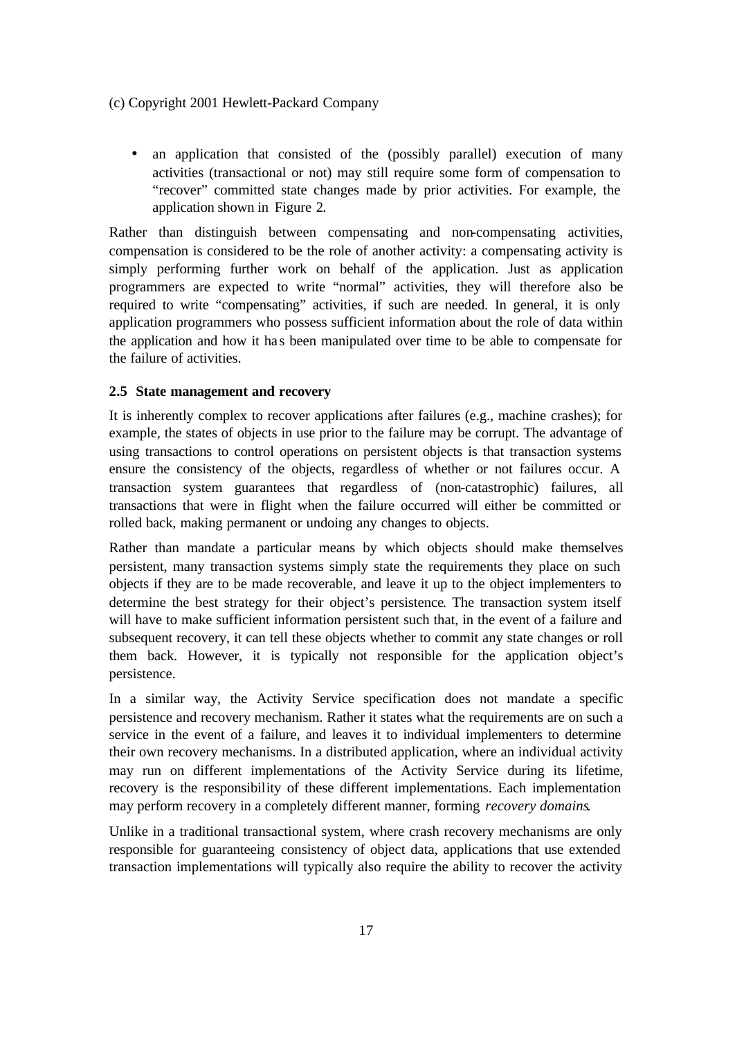- an application that consisted of the (possibly parallel) execution of many activities (transactional or not) may still require some form of compensation to "recover" committed state changes made by prior activities. For example, the application shown in Figure 2.

Rather than distinguish between compensating and non-compensating activities, compensation is considered to be the role of another activity: a compensating activity is simply performing further work on behalf of the application. Just as application programmers are expected to write "normal" activities, they will therefore also be required to write "compensating" activities, if such are needed. In general, it is only application programmers who possess sufficient information about the role of data within the application and how it has been manipulated over time to be able to compensate for the failure of activities.

### 2.5 State management and recovery

It is inherently complex to recover applications after failures (e.g., machine crashes); for example, the states of objects in use prior to the failure may be corrupt. The advantage of using transactions to control operations on persistent objects is that transaction systems ensure the consistency of the objects, regardless of whether or not failures occur. A transaction system guarantees that regardless of (non-catastrophic) failures, all transactions that were in flight when the failure occurred will either be committed or rolled back, making permanent or undoing any changes to objects.

Rather than mandate a particular means by which objects should make themselves persistent, many transaction systems simply state the requirements they place on such objects if they are to be made recoverable, and leave it up to the object implementers to determine the best strategy for their object's persistence. The transaction system itself will have to make sufficient information persistent such that, in the event of a failure and subsequent recovery, it can tell these objects whether to commit any state changes or roll them back. However, it is typically not responsible for the application object's persistence.

In a similar way, the Activity Service specification does not mandate a specific persistence and recovery mechanism. Rather it states what the requirements are on such a service in the event of a failure, and leaves it to individual implementers to determine their own recovery mechanisms. In a distributed application, where an individual activity may run on different implementations of the Activity Service during its lifetime, recovery is the responsibility of these different implementations. Each implementation may perform recovery in a completely different manner, forming *recovery domains*.

Unlike in a traditional transactional system, where crash recovery mechanisms are only responsible for guaranteeing consistency of object data, applications that use extended transaction implementations will typically also require the ability to recover the activity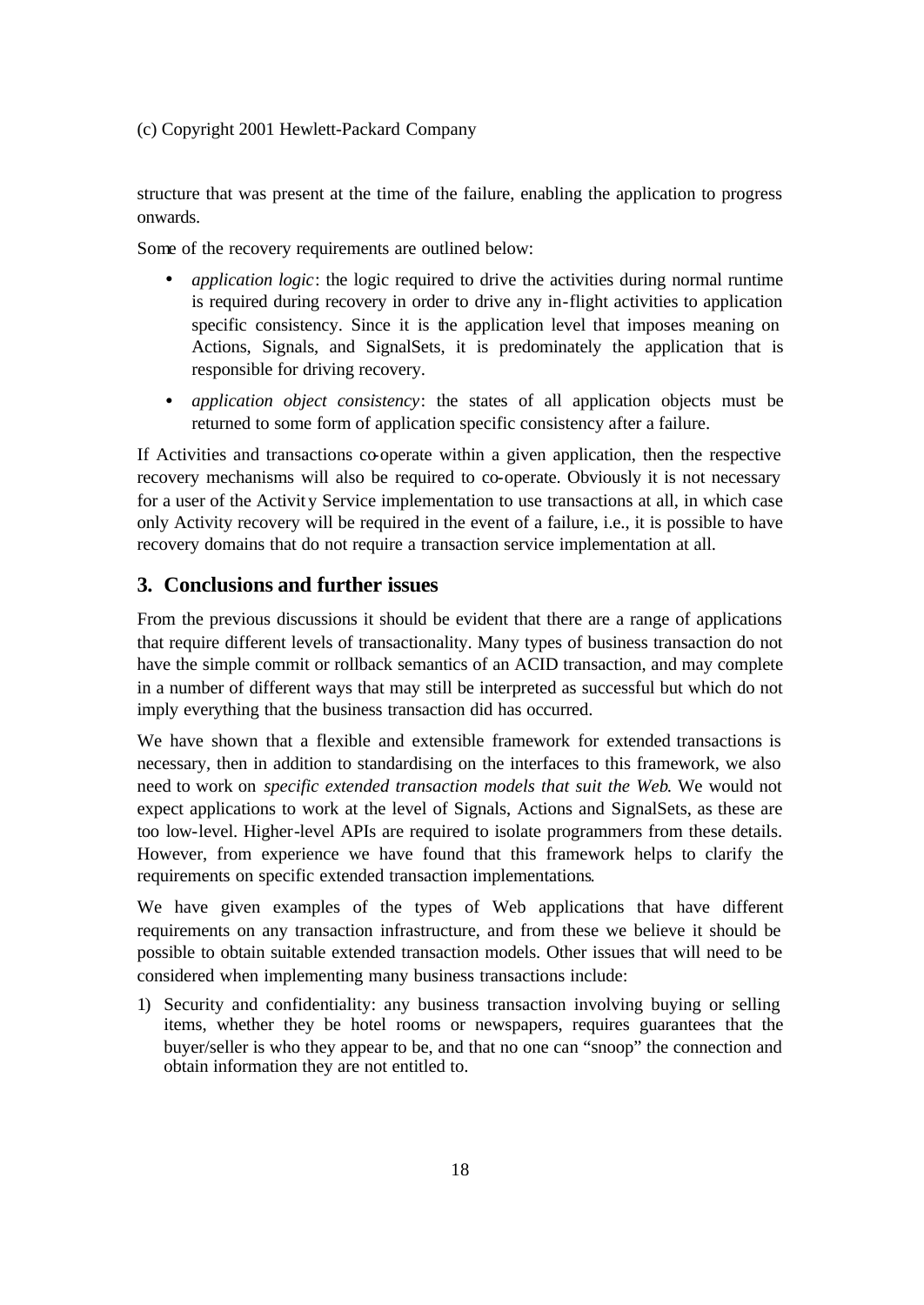structure that was present at the time of the failure, enabling the application to progress onwards.

Some of the recovery requirements are outlined below:

- *application logic*: the logic required to drive the activities during normal runtime is required during recovery in order to drive any in-flight activities to application specific consistency. Since it is the application level that imposes meaning on Actions, Signals, and SignalSets, it is predominately the application that is responsible for driving recovery.
- *application object consistency*: the states of all application objects must be returned to some form of application specific consistency after a failure.

If Activities and transactions co-operate within a given application, then the respective recovery mechanisms will also be required to co-operate. Obviously it is not necessary for a user of the Activity Service implementation to use transactions at all, in which case only Activity recovery will be required in the event of a failure, i.e., it is possible to have recovery domains that do not require a transaction service implementation at all.

## 3. Conclusions and further issues

From the previous discussions it should be evident that there are a range of applications that require different levels of transactionality. Many types of business transaction do not have the simple commit or rollback semantics of an ACID transaction, and may complete in a number of different ways that may still be interpreted as successful but which do not imply everything that the business transaction did has occurred.

We have shown that a flexible and extensible framework for extended transactions is necessary, then in addition to standardising on the interfaces to this framework, we also need to work on *specific extended transaction models that suit the Web*. We would not expect applications to work at the level of Signals, Actions and SignalSets, as these are too low-level. Higher-level APIs are required to isolate programmers from these details. However, from experience we have found that this framework helps to clarify the requirements on specific extended transaction implementations.

We have given examples of the types of Web applications that have different requirements on any transaction infrastructure, and from these we believe it should be possible to obtain suitable extended transaction models. Other issues that will need to be considered when implementing many business transactions include:

1) Security and confidentiality: any business transaction involving buying or selling items, whether they be hotel rooms or newspapers, requires guarantees that the buyer/seller is who they appear to be, and that no one can "snoop" the connection and obtain information they are not entitled to.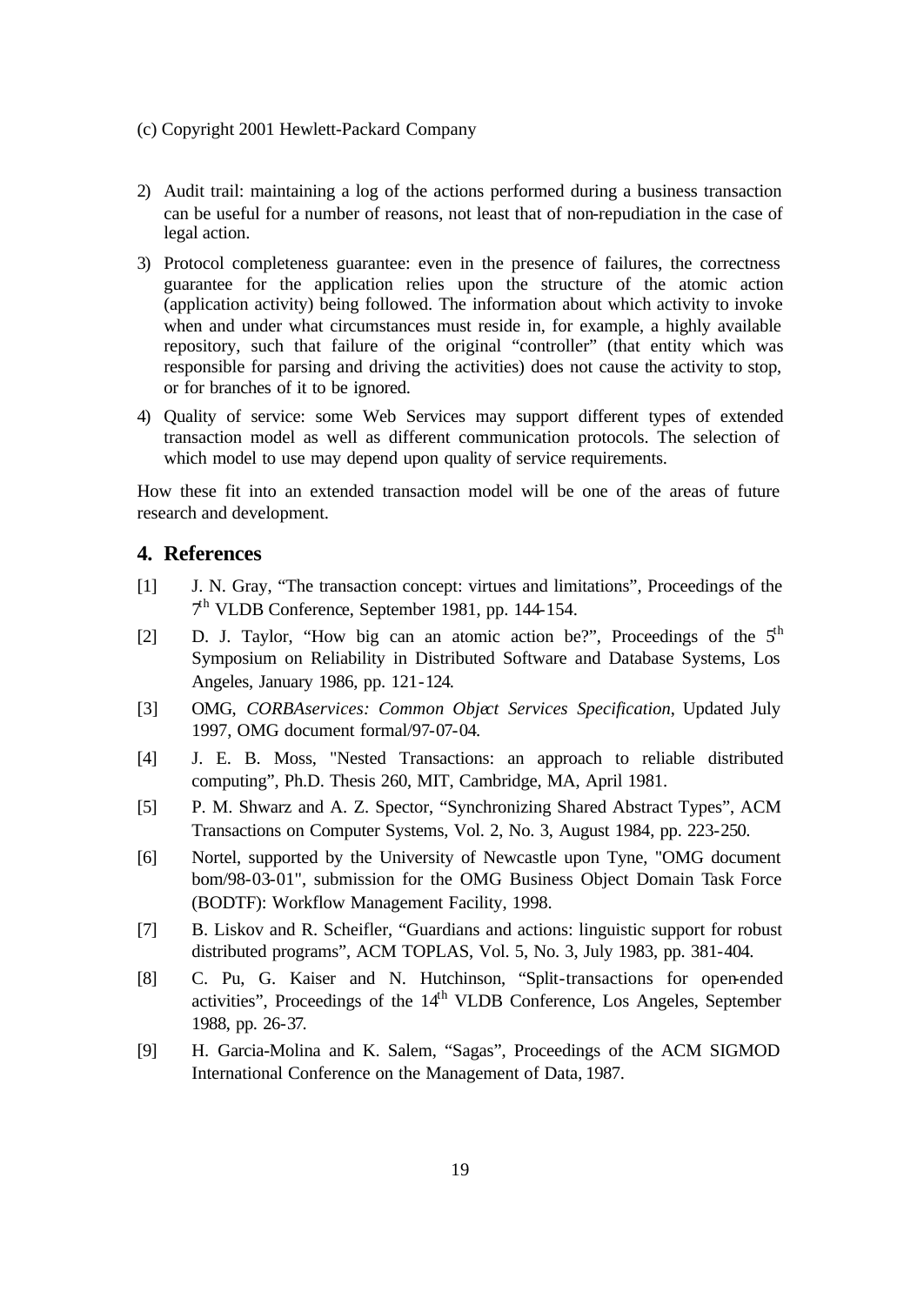2) Audit trail: maintaining a log of the actions performed during a business transaction can be useful for a number of reasons, not least that of non-repudiation in the case of legal action.
3) Protocol completeness guarantee: even in the presence of failures, the correctness guarantee for the application relies upon the structure of the atomic action (application activity) being followed. The information about which activity to invoke when and under what circumstances must reside in, for example, a highly available repository, such that failure of the original "controller" (that entity which was responsible for parsing and driving the activities) does not cause the activity to stop, or for branches of it to be ignored.
4) Quality of service: some Web Services may support different types of extended transaction model as well as different communication protocols. The selection of which model to use may depend upon quality of service requirements.

How these fit into an extended transaction model will be one of the areas of future research and development.

## 4. References

[1] J. N. Gray, "The transaction concept: virtues and limitations", Proceedings of the 7th VLDB Conference, September 1981, pp. 144-154.

[2] D. J. Taylor, "How big can an atomic action be?", Proceedings of the 5th Symposium on Reliability in Distributed Software and Database Systems, Los Angeles, January 1986, pp. 121-124.

[3] OMG, *CORBAservices: Common Object Services Specification*, Updated July 1997, OMG document formal/97-07-04.

[4] J. E. B. Moss, "Nested Transactions: an approach to reliable distributed computing", Ph.D. Thesis 260, MIT, Cambridge, MA, April 1981.

[5] P. M. Shwarz and A. Z. Spector, "Synchronizing Shared Abstract Types", ACM Transactions on Computer Systems, Vol. 2, No. 3, August 1984, pp. 223-250.

[6] Nortel, supported by the University of Newcastle upon Tyne, "OMG document bom/98-03-01", submission for the OMG Business Object Domain Task Force (BODTF): Workflow Management Facility, 1998.

[7] B. Liskov and R. Scheifler, "Guardians and actions: linguistic support for robust distributed programs", ACM TOPLAS, Vol. 5, No. 3, July 1983, pp. 381-404.

[8] C. Pu, G. Kaiser and N. Hutchinson, "Split-transactions for open-ended activities", Proceedings of the 14th VLDB Conference, Los Angeles, September 1988, pp. 26-37.

[9] H. Garcia-Molina and K. Salem, "Sagas", Proceedings of the ACM SIGMOD International Conference on the Management of Data, 1987.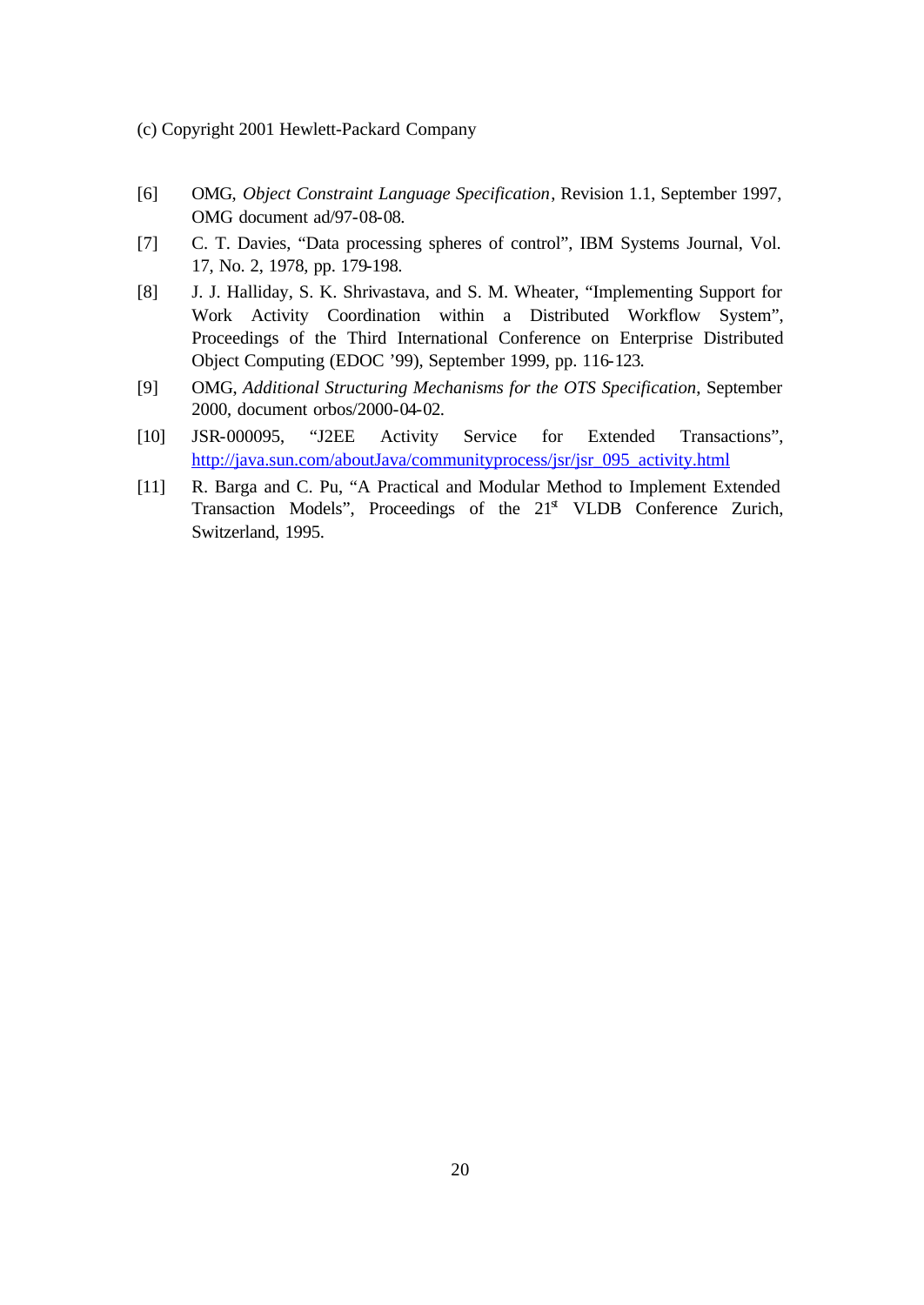(c) Copyright 2001 Hewlett-Packard Company

[6] OMG, *Object Constraint Language Specification*, Revision 1.1, September 1997, OMG document ad/97-08-08.

[7] C. T. Davies, "Data processing spheres of control", IBM Systems Journal, Vol. 17, No. 2, 1978, pp. 179-198.

[8] J. J. Halliday, S. K. Shrivastava, and S. M. Wheater, "Implementing Support for Work Activity Coordination within a Distributed Workflow System", Proceedings of the Third International Conference on Enterprise Distributed Object Computing (EDOC '99), September 1999, pp. 116-123.

[9] OMG, *Additional Structuring Mechanisms for the OTS Specification*, September 2000, document orbos/2000-04-02.

[10] JSR-000095, "J2EE Activity Service for Extended Transactions", http://java.sun.com/aboutJava/communityprocess/jsr/jsr_095_activity.html

[11] R. Barga and C. Pu, "A Practical and Modular Method to Implement Extended Transaction Models", Proceedings of the 21st VLDB Conference Zurich, Switzerland, 1995.